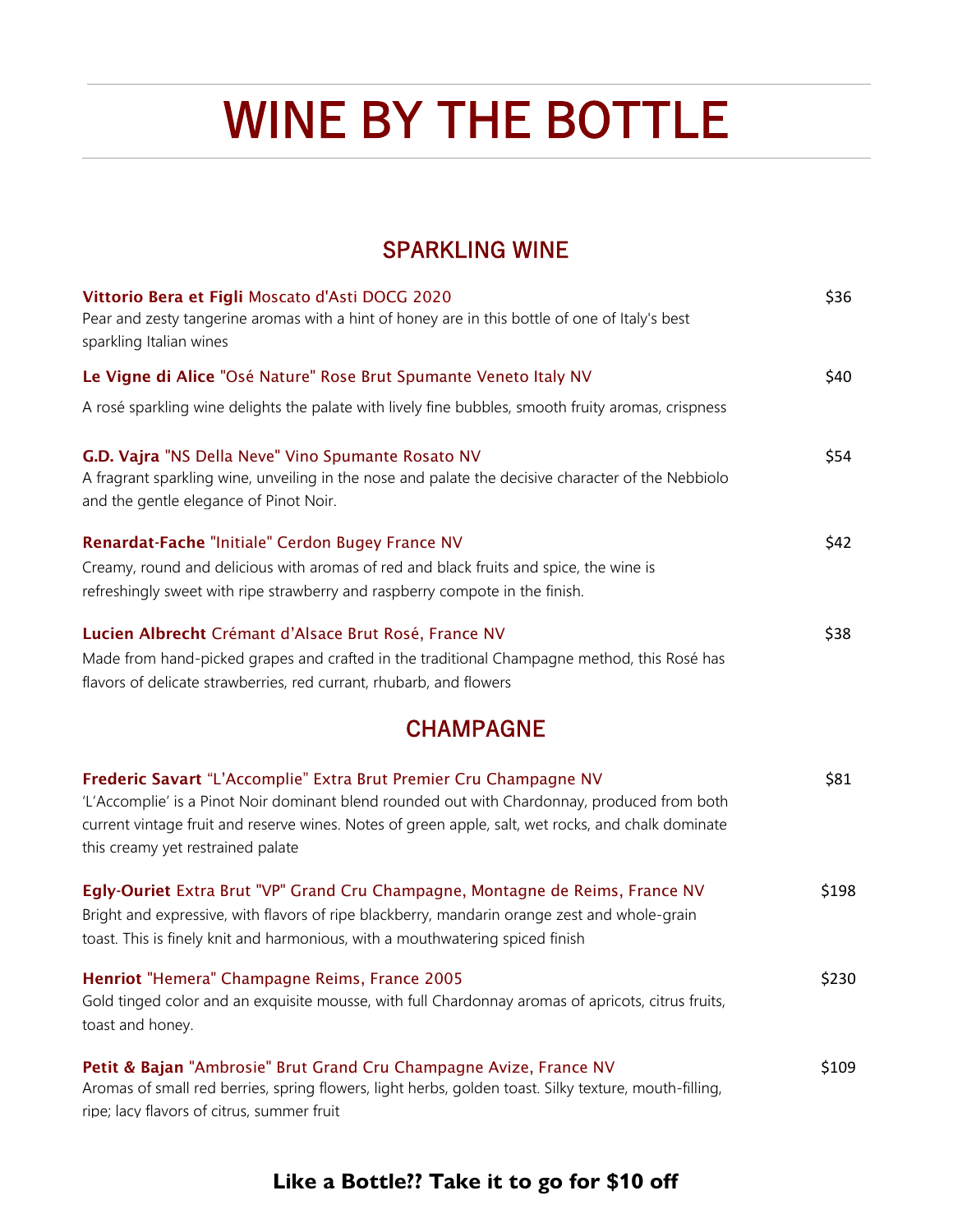# WINE BY THE BOTTLE

## SPARKLING WINE

**Vittorio Bera et Figli** Moscato d'Asti DOCG 2020 — $36
Pear and zesty tangerine aromas with a hint of honey are in this bottle of one of Italy's best sparkling Italian wines

**Le Vigne di Alice** "Osé Nature" Rose Brut Spumante Veneto Italy NV — $40
A rosé sparkling wine delights the palate with lively fine bubbles, smooth fruity aromas, crispness

**G.D. Vajra** "NS Della Neve" Vino Spumante Rosato NV — $54
A fragrant sparkling wine, unveiling in the nose and palate the decisive character of the Nebbiolo and the gentle elegance of Pinot Noir.

**Renardat-Fache** "Initiale" Cerdon Bugey France NV — $42
Creamy, round and delicious with aromas of red and black fruits and spice, the wine is refreshingly sweet with ripe strawberry and raspberry compote in the finish.

**Lucien Albrecht** Crémant d'Alsace Brut Rosé, France NV — $38
Made from hand-picked grapes and crafted in the traditional Champagne method, this Rosé has flavors of delicate strawberries, red currant, rhubarb, and flowers

## CHAMPAGNE

**Frederic Savart** "L'Accomplie" Extra Brut Premier Cru Champagne NV — $81
'L'Accomplie' is a Pinot Noir dominant blend rounded out with Chardonnay, produced from both current vintage fruit and reserve wines. Notes of green apple, salt, wet rocks, and chalk dominate this creamy yet restrained palate

**Egly-Ouriet** Extra Brut "VP" Grand Cru Champagne, Montagne de Reims, France NV — $198
Bright and expressive, with flavors of ripe blackberry, mandarin orange zest and whole-grain toast. This is finely knit and harmonious, with a mouthwatering spiced finish

**Henriot** "Hemera" Champagne Reims, France 2005 — $230
Gold tinged color and an exquisite mousse, with full Chardonnay aromas of apricots, citrus fruits, toast and honey.

**Petit & Bajan** "Ambrosie" Brut Grand Cru Champagne Avize, France NV — $109
Aromas of small red berries, spring flowers, light herbs, golden toast. Silky texture, mouth-filling, ripe; lacy flavors of citrus, summer fruit

**Like a Bottle?? Take it to go for $10 off**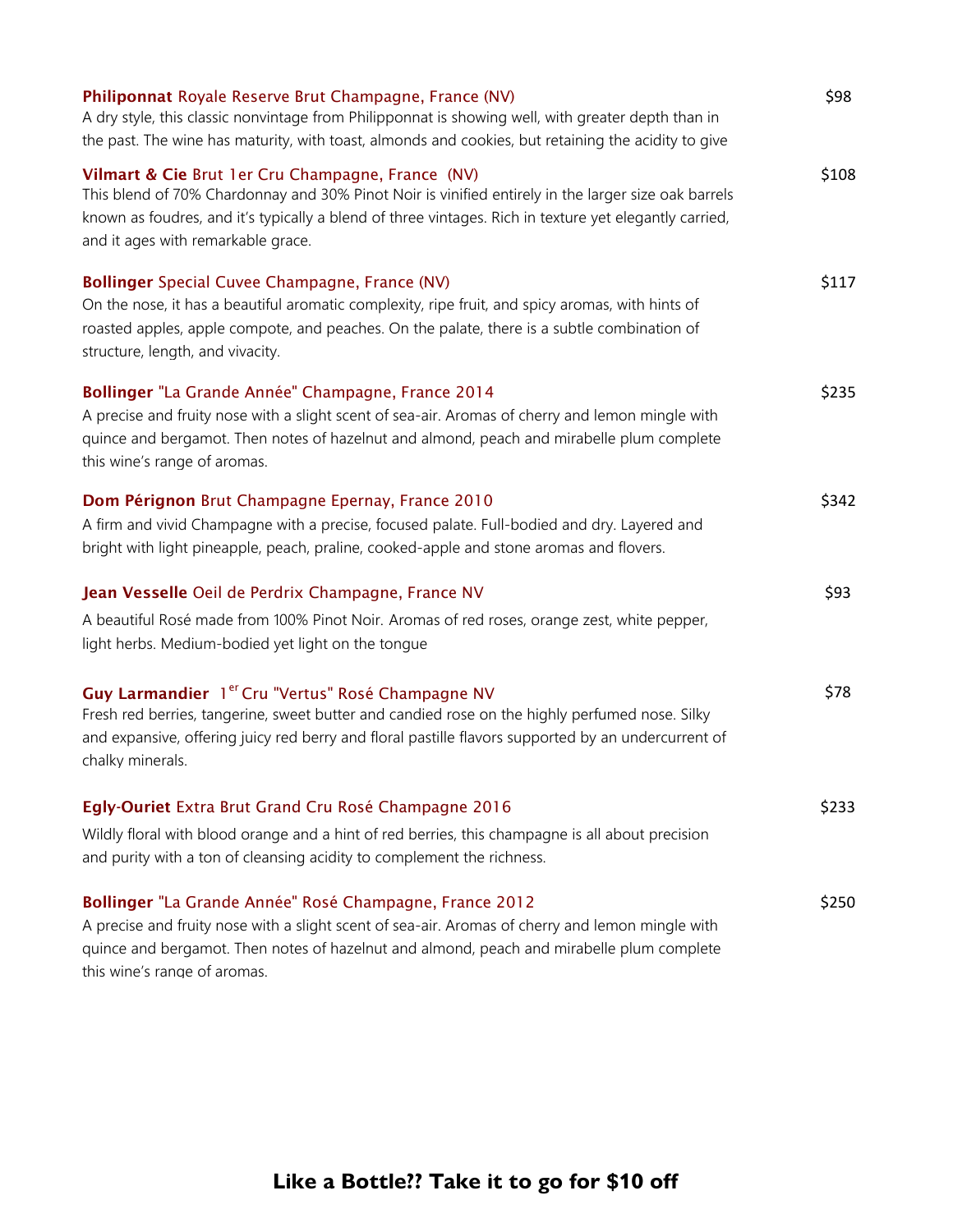**Philiponnat** Royale Reserve Brut Champagne, France (NV) — $98

A dry style, this classic nonvintage from Philipponnat is showing well, with greater depth than in the past. The wine has maturity, with toast, almonds and cookies, but retaining the acidity to give

**Vilmart & Cie** Brut 1er Cru Champagne, France (NV) — $108

This blend of 70% Chardonnay and 30% Pinot Noir is vinified entirely in the larger size oak barrels known as foudres, and it's typically a blend of three vintages. Rich in texture yet elegantly carried, and it ages with remarkable grace.

**Bollinger** Special Cuvee Champagne, France (NV) — $117

On the nose, it has a beautiful aromatic complexity, ripe fruit, and spicy aromas, with hints of roasted apples, apple compote, and peaches. On the palate, there is a subtle combination of structure, length, and vivacity.

**Bollinger** "La Grande Année" Champagne, France 2014 — $235

A precise and fruity nose with a slight scent of sea-air. Aromas of cherry and lemon mingle with quince and bergamot. Then notes of hazelnut and almond, peach and mirabelle plum complete this wine's range of aromas.

**Dom Pérignon** Brut Champagne Epernay, France 2010 — $342

A firm and vivid Champagne with a precise, focused palate. Full-bodied and dry. Layered and bright with light pineapple, peach, praline, cooked-apple and stone aromas and flovers.

**Jean Vesselle** Oeil de Perdrix Champagne, France NV — $93

A beautiful Rosé made from 100% Pinot Noir. Aromas of red roses, orange zest, white pepper, light herbs. Medium-bodied yet light on the tongue

**Guy Larmandier** 1[er] Cru "Vertus" Rosé Champagne NV — $78

Fresh red berries, tangerine, sweet butter and candied rose on the highly perfumed nose. Silky and expansive, offering juicy red berry and floral pastille flavors supported by an undercurrent of chalky minerals.

**Egly-Ouriet** Extra Brut Grand Cru Rosé Champagne 2016 — $233

Wildly floral with blood orange and a hint of red berries, this champagne is all about precision and purity with a ton of cleansing acidity to complement the richness.

**Bollinger** "La Grande Année" Rosé Champagne, France 2012 — $250

A precise and fruity nose with a slight scent of sea-air. Aromas of cherry and lemon mingle with quince and bergamot. Then notes of hazelnut and almond, peach and mirabelle plum complete this wine's range of aromas.

**Like a Bottle?? Take it to go for $10 off**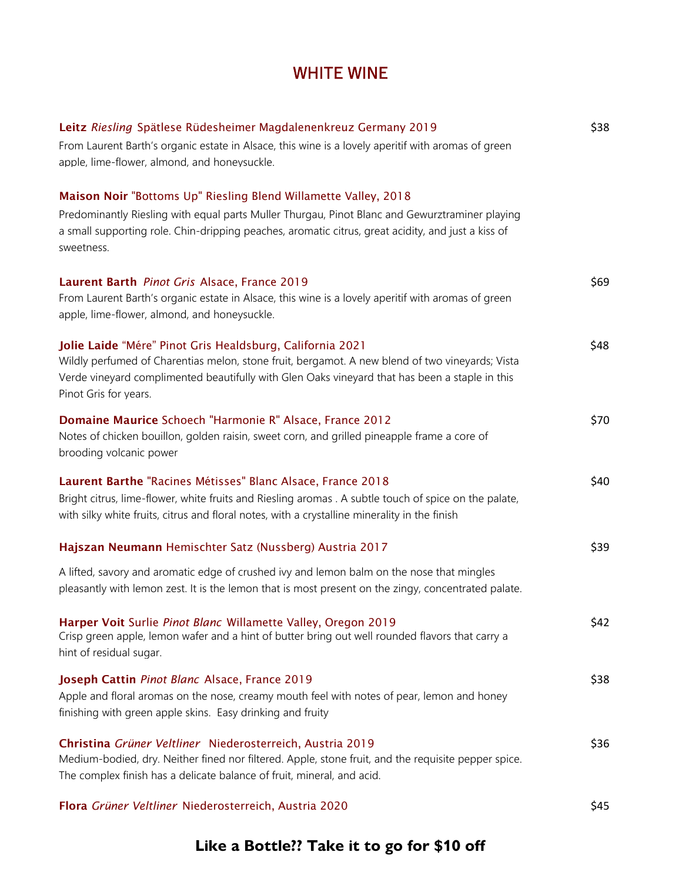# WHITE WINE

**Leitz** *Riesling* Spätlese Rüdesheimer Magdalenenkreuz Germany 2019 — $38

From Laurent Barth's organic estate in Alsace, this wine is a lovely aperitif with aromas of green apple, lime-flower, almond, and honeysuckle.

**Maison Noir** "Bottoms Up" Riesling Blend Willamette Valley, 2018

Predominantly Riesling with equal parts Muller Thurgau, Pinot Blanc and Gewurztraminer playing a small supporting role. Chin-dripping peaches, aromatic citrus, great acidity, and just a kiss of sweetness.

**Laurent Barth** *Pinot Gris* Alsace, France 2019 — $69

From Laurent Barth's organic estate in Alsace, this wine is a lovely aperitif with aromas of green apple, lime-flower, almond, and honeysuckle.

**Jolie Laide** "Mére" Pinot Gris Healdsburg, California 2021 — $48

Wildly perfumed of Charentias melon, stone fruit, bergamot. A new blend of two vineyards; Vista Verde vineyard complimented beautifully with Glen Oaks vineyard that has been a staple in this Pinot Gris for years.

**Domaine Maurice** Schoech "Harmonie R" Alsace, France 2012 — $70

Notes of chicken bouillon, golden raisin, sweet corn, and grilled pineapple frame a core of brooding volcanic power

**Laurent Barthe** "Racines Métisses" Blanc Alsace, France 2018 — $40

Bright citrus, lime-flower, white fruits and Riesling aromas . A subtle touch of spice on the palate, with silky white fruits, citrus and floral notes, with a crystalline minerality in the finish

**Hajszan Neumann** Hemischter Satz (Nussberg) Austria 2017 — $39

A lifted, savory and aromatic edge of crushed ivy and lemon balm on the nose that mingles pleasantly with lemon zest. It is the lemon that is most present on the zingy, concentrated palate.

**Harper Voit** Surlie *Pinot Blanc* Willamette Valley, Oregon 2019 — $42

Crisp green apple, lemon wafer and a hint of butter bring out well rounded flavors that carry a hint of residual sugar.

**Joseph Cattin** *Pinot Blanc* Alsace, France 2019 — $38

Apple and floral aromas on the nose, creamy mouth feel with notes of pear, lemon and honey finishing with green apple skins. Easy drinking and fruity

**Christina** *Grüner Veltliner* Niederosterreich, Austria 2019 — $36

Medium-bodied, dry. Neither fined nor filtered. Apple, stone fruit, and the requisite pepper spice. The complex finish has a delicate balance of fruit, mineral, and acid.

**Flora** *Grüner Veltliner* Niederosterreich, Austria 2020 — $45

**Like a Bottle?? Take it to go for $10 off**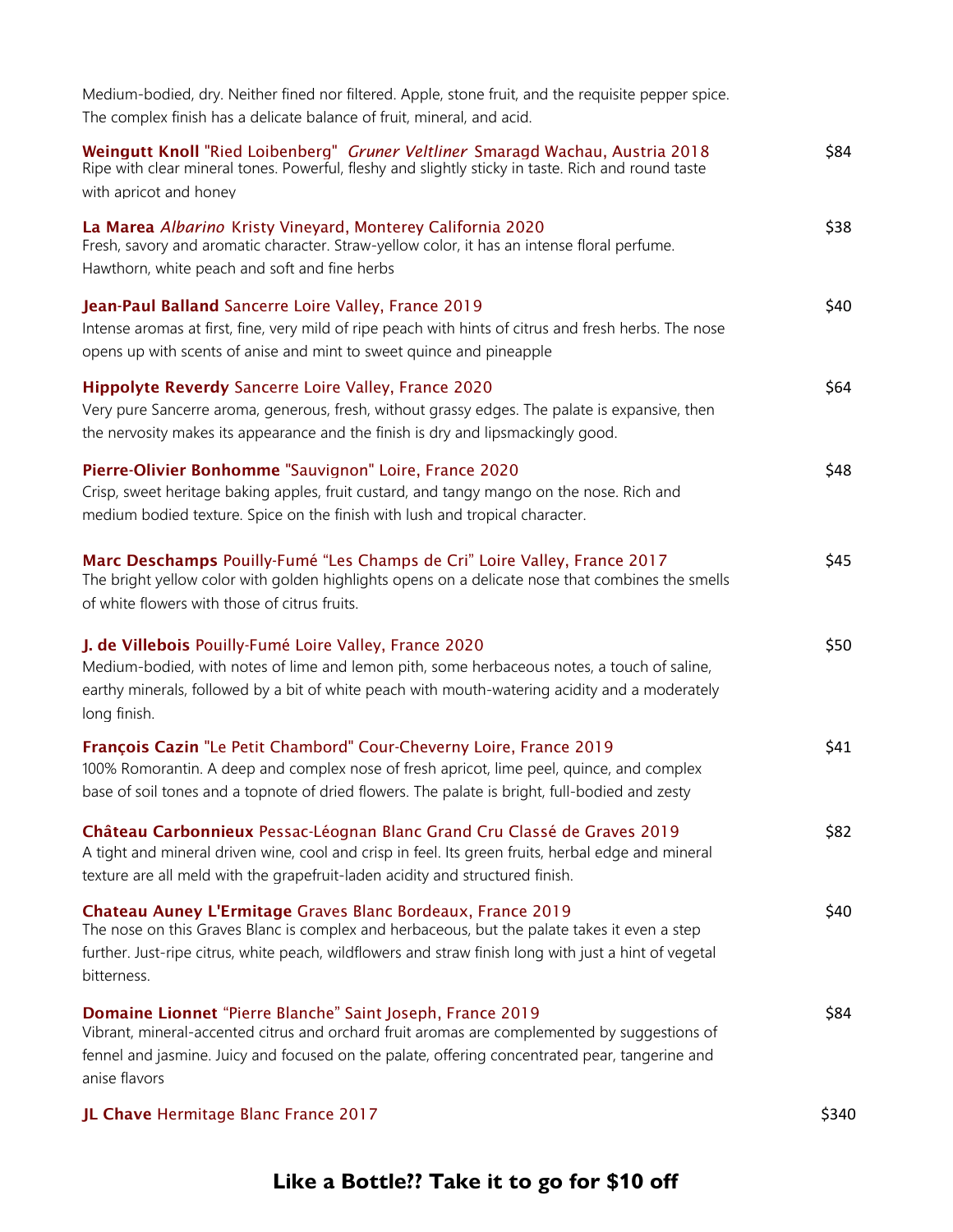Medium-bodied, dry. Neither fined nor filtered. Apple, stone fruit, and the requisite pepper spice. The complex finish has a delicate balance of fruit, mineral, and acid.

**Weingutt Knoll** "Ried Loibenberg" *Gruner Veltliner* Smaragd Wachau, Austria 2018 — $84
Ripe with clear mineral tones. Powerful, fleshy and slightly sticky in taste. Rich and round taste with apricot and honey

**La Marea** *Albarino* Kristy Vineyard, Monterey California 2020 — $38
Fresh, savory and aromatic character. Straw-yellow color, it has an intense floral perfume. Hawthorn, white peach and soft and fine herbs

**Jean-Paul Balland** Sancerre Loire Valley, France 2019 — $40
Intense aromas at first, fine, very mild of ripe peach with hints of citrus and fresh herbs. The nose opens up with scents of anise and mint to sweet quince and pineapple

**Hippolyte Reverdy** Sancerre Loire Valley, France 2020 — $64
Very pure Sancerre aroma, generous, fresh, without grassy edges. The palate is expansive, then the nervosity makes its appearance and the finish is dry and lipsmackingly good.

**Pierre-Olivier Bonhomme** "Sauvignon" Loire, France 2020 — $48
Crisp, sweet heritage baking apples, fruit custard, and tangy mango on the nose. Rich and medium bodied texture. Spice on the finish with lush and tropical character.

**Marc Deschamps** Pouilly-Fumé "Les Champs de Cri" Loire Valley, France 2017 — $45
The bright yellow color with golden highlights opens on a delicate nose that combines the smells of white flowers with those of citrus fruits.

**J. de Villebois** Pouilly-Fumé Loire Valley, France 2020 — $50
Medium-bodied, with notes of lime and lemon pith, some herbaceous notes, a touch of saline, earthy minerals, followed by a bit of white peach with mouth-watering acidity and a moderately long finish.

**François Cazin** "Le Petit Chambord" Cour-Cheverny Loire, France 2019 — $41
100% Romorantin. A deep and complex nose of fresh apricot, lime peel, quince, and complex base of soil tones and a topnote of dried flowers. The palate is bright, full-bodied and zesty

**Château Carbonnieux** Pessac-Léognan Blanc Grand Cru Classé de Graves 2019 — $82
A tight and mineral driven wine, cool and crisp in feel. Its green fruits, herbal edge and mineral texture are all meld with the grapefruit-laden acidity and structured finish.

**Chateau Auney L'Ermitage** Graves Blanc Bordeaux, France 2019 — $40
The nose on this Graves Blanc is complex and herbaceous, but the palate takes it even a step further. Just-ripe citrus, white peach, wildflowers and straw finish long with just a hint of vegetal bitterness.

**Domaine Lionnet** "Pierre Blanche" Saint Joseph, France 2019 — $84
Vibrant, mineral-accented citrus and orchard fruit aromas are complemented by suggestions of fennel and jasmine. Juicy and focused on the palate, offering concentrated pear, tangerine and anise flavors

**JL Chave** Hermitage Blanc France 2017 — $340

**Like a Bottle?? Take it to go for $10 off**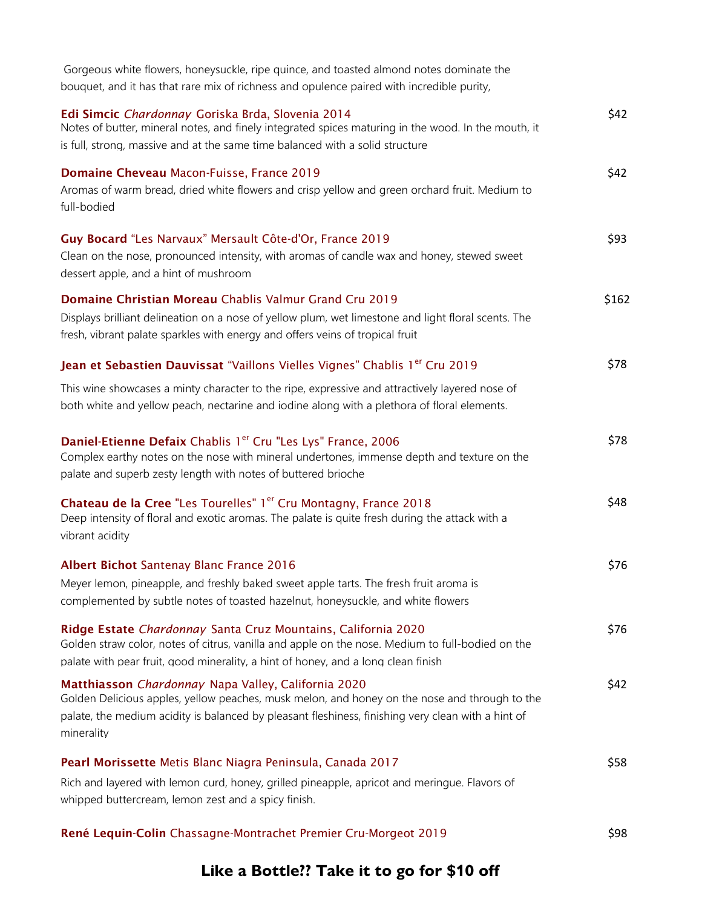Gorgeous white flowers, honeysuckle, ripe quince, and toasted almond notes dominate the bouquet, and it has that rare mix of richness and opulence paired with incredible purity,

**Edi Simcic** *Chardonnay* Goriska Brda, Slovenia 2014 — $42
Notes of butter, mineral notes, and finely integrated spices maturing in the wood. In the mouth, it is full, strong, massive and at the same time balanced with a solid structure

**Domaine Cheveau** Macon-Fuisse, France 2019 — $42
Aromas of warm bread, dried white flowers and crisp yellow and green orchard fruit. Medium to full-bodied

**Guy Bocard** "Les Narvaux" Mersault Côte-d'Or, France 2019 — $93
Clean on the nose, pronounced intensity, with aromas of candle wax and honey, stewed sweet dessert apple, and a hint of mushroom

**Domaine Christian Moreau** Chablis Valmur Grand Cru 2019 — $162
Displays brilliant delineation on a nose of yellow plum, wet limestone and light floral scents. The fresh, vibrant palate sparkles with energy and offers veins of tropical fruit

**Jean et Sebastien Dauvissat** "Vaillons Vielles Vignes" Chablis 1er Cru 2019 — $78
This wine showcases a minty character to the ripe, expressive and attractively layered nose of both white and yellow peach, nectarine and iodine along with a plethora of floral elements.

**Daniel-Etienne Defaix** Chablis 1er Cru "Les Lys" France, 2006 — $78
Complex earthy notes on the nose with mineral undertones, immense depth and texture on the palate and superb zesty length with notes of buttered brioche

**Chateau de la Cree** "Les Tourelles" 1er Cru Montagny, France 2018 — $48
Deep intensity of floral and exotic aromas. The palate is quite fresh during the attack with a vibrant acidity

**Albert Bichot** Santenay Blanc France 2016 — $76
Meyer lemon, pineapple, and freshly baked sweet apple tarts. The fresh fruit aroma is complemented by subtle notes of toasted hazelnut, honeysuckle, and white flowers

**Ridge Estate** *Chardonnay* Santa Cruz Mountains, California 2020 — $76
Golden straw color, notes of citrus, vanilla and apple on the nose. Medium to full-bodied on the palate with pear fruit, good minerality, a hint of honey, and a long clean finish

**Matthiasson** *Chardonnay* Napa Valley, California 2020 — $42
Golden Delicious apples, yellow peaches, musk melon, and honey on the nose and through to the palate, the medium acidity is balanced by pleasant fleshiness, finishing very clean with a hint of minerality

**Pearl Morissette** Metis Blanc Niagra Peninsula, Canada 2017 — $58
Rich and layered with lemon curd, honey, grilled pineapple, apricot and meringue. Flavors of whipped buttercream, lemon zest and a spicy finish.

**René Lequin-Colin** Chassagne-Montrachet Premier Cru-Morgeot 2019 — $98

**Like a Bottle?? Take it to go for $10 off**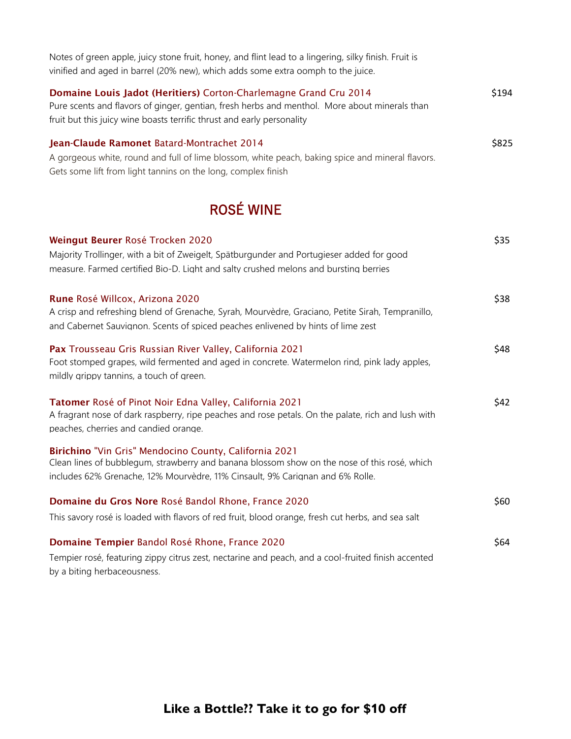Notes of green apple, juicy stone fruit, honey, and flint lead to a lingering, silky finish. Fruit is vinified and aged in barrel (20% new), which adds some extra oomph to the juice.

**Domaine Louis Jadot (Heritiers)** Corton-Charlemagne Grand Cru 2014 — $194
Pure scents and flavors of ginger, gentian, fresh herbs and menthol. More about minerals than fruit but this juicy wine boasts terrific thrust and early personality

**Jean-Claude Ramonet** Batard-Montrachet 2014 — $825
A gorgeous white, round and full of lime blossom, white peach, baking spice and mineral flavors. Gets some lift from light tannins on the long, complex finish

## ROSÉ WINE

**Weingut Beurer** Rosé Trocken 2020 — $35
Majority Trollinger, with a bit of Zweigelt, Spätburgunder and Portugieser added for good measure. Farmed certified Bio-D. Light and salty crushed melons and bursting berries

**Rune** Rosé Willcox, Arizona 2020 — $38
A crisp and refreshing blend of Grenache, Syrah, Mourvèdre, Graciano, Petite Sirah, Tempranillo, and Cabernet Sauvignon. Scents of spiced peaches enlivened by hints of lime zest

**Pax** Trousseau Gris Russian River Valley, California 2021 — $48
Foot stomped grapes, wild fermented and aged in concrete. Watermelon rind, pink lady apples, mildly grippy tannins, a touch of green.

**Tatomer** Rosé of Pinot Noir Edna Valley, California 2021 — $42
A fragrant nose of dark raspberry, ripe peaches and rose petals. On the palate, rich and lush with peaches, cherries and candied orange.

**Birichino** "Vin Gris" Mendocino County, California 2021
Clean lines of bubblegum, strawberry and banana blossom show on the nose of this rosé, which includes 62% Grenache, 12% Mourvèdre, 11% Cinsault, 9% Carignan and 6% Rolle.

**Domaine du Gros Nore** Rosé Bandol Rhone, France 2020 — $60
This savory rosé is loaded with flavors of red fruit, blood orange, fresh cut herbs, and sea salt

**Domaine Tempier** Bandol Rosé Rhone, France 2020 — $64
Tempier rosé, featuring zippy citrus zest, nectarine and peach, and a cool-fruited finish accented by a biting herbaceousness.

**Like a Bottle?? Take it to go for $10 off**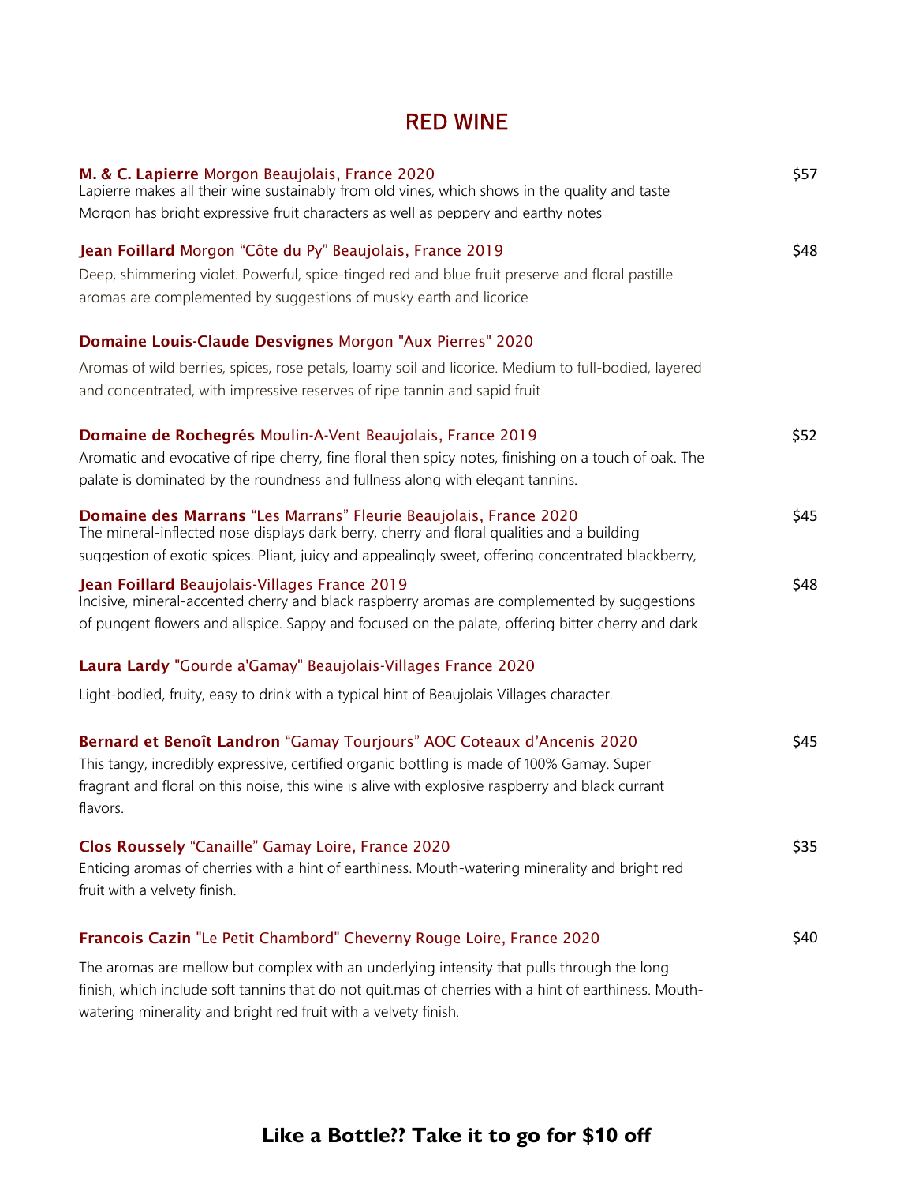# RED WINE

**M. & C. Lapierre** Morgon Beaujolais, France 2020 — $57

Lapierre makes all their wine sustainably from old vines, which shows in the quality and taste
Morgon has bright expressive fruit characters as well as peppery and earthy notes

**Jean Foillard** Morgon "Côte du Py" Beaujolais, France 2019 — $48

Deep, shimmering violet. Powerful, spice-tinged red and blue fruit preserve and floral pastille aromas are complemented by suggestions of musky earth and licorice

**Domaine Louis-Claude Desvignes** Morgon "Aux Pierres" 2020

Aromas of wild berries, spices, rose petals, loamy soil and licorice. Medium to full-bodied, layered and concentrated, with impressive reserves of ripe tannin and sapid fruit

**Domaine de Rochegrés** Moulin-A-Vent Beaujolais, France 2019 — $52

Aromatic and evocative of ripe cherry, fine floral then spicy notes, finishing on a touch of oak. The palate is dominated by the roundness and fullness along with elegant tannins.

**Domaine des Marrans** "Les Marrans" Fleurie Beaujolais, France 2020 — $45

The mineral-inflected nose displays dark berry, cherry and floral qualities and a building suggestion of exotic spices. Pliant, juicy and appealingly sweet, offering concentrated blackberry,

**Jean Foillard** Beaujolais-Villages France 2019 — $48

Incisive, mineral-accented cherry and black raspberry aromas are complemented by suggestions of pungent flowers and allspice. Sappy and focused on the palate, offering bitter cherry and dark

**Laura Lardy** "Gourde a'Gamay" Beaujolais-Villages France 2020

Light-bodied, fruity, easy to drink with a typical hint of Beaujolais Villages character.

**Bernard et Benoît Landron** "Gamay Tourjours" AOC Coteaux d'Ancenis 2020 — $45

This tangy, incredibly expressive, certified organic bottling is made of 100% Gamay. Super fragrant and floral on this noise, this wine is alive with explosive raspberry and black currant flavors.

**Clos Roussely** "Canaille" Gamay Loire, France 2020 — $35

Enticing aromas of cherries with a hint of earthiness. Mouth-watering minerality and bright red fruit with a velvety finish.

**Francois Cazin** "Le Petit Chambord" Cheverny Rouge Loire, France 2020 — $40

The aromas are mellow but complex with an underlying intensity that pulls through the long finish, which include soft tannins that do not quit.mas of cherries with a hint of earthiness. Mouth-watering minerality and bright red fruit with a velvety finish.

**Like a Bottle?? Take it to go for $10 off**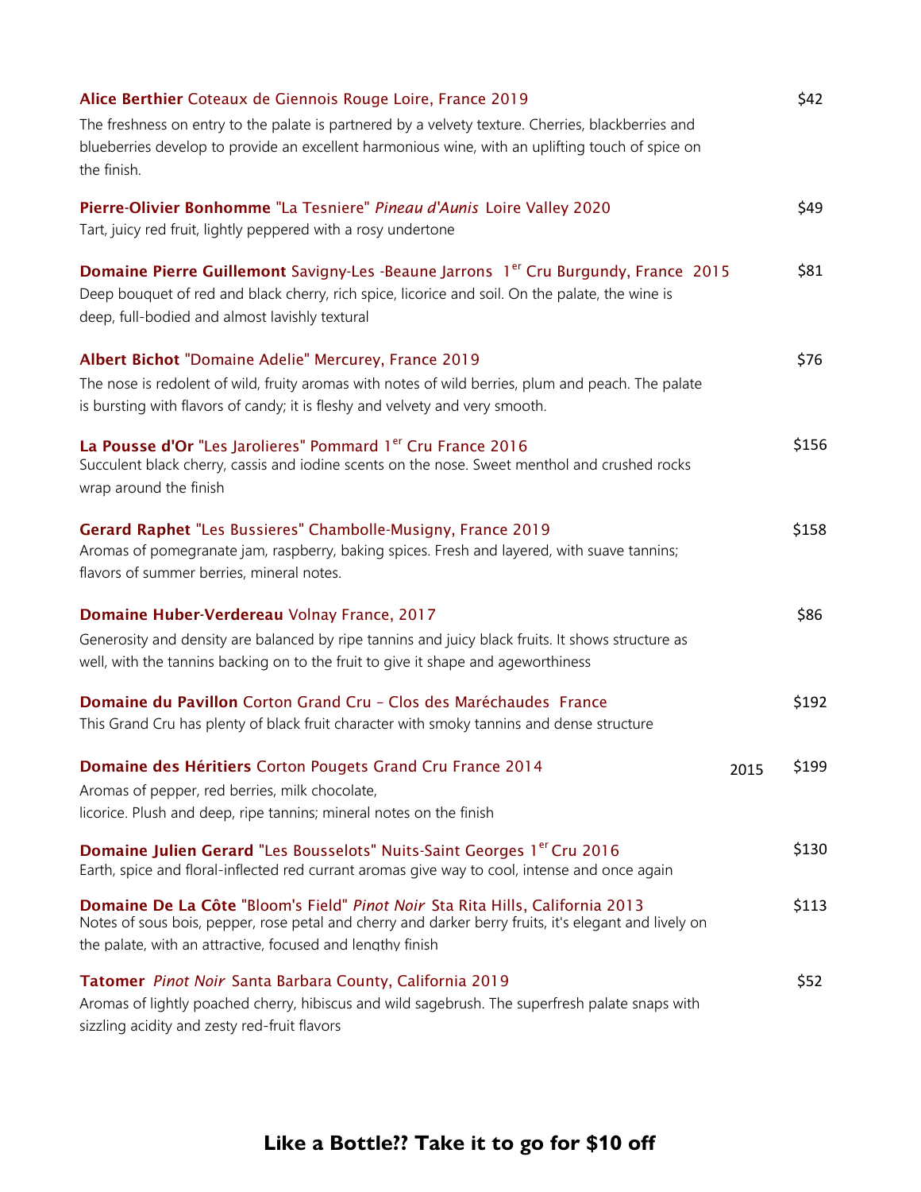**Alice Berthier** Coteaux de Giennois Rouge Loire, France 2019 — $42

The freshness on entry to the palate is partnered by a velvety texture. Cherries, blackberries and blueberries develop to provide an excellent harmonious wine, with an uplifting touch of spice on the finish.

**Pierre-Olivier Bonhomme** "La Tesniere" *Pineau d'Aunis* Loire Valley 2020 — $49

Tart, juicy red fruit, lightly peppered with a rosy undertone

**Domaine Pierre Guillemont** Savigny-Les -Beaune Jarrons 1er Cru Burgundy, France 2015 — $81

Deep bouquet of red and black cherry, rich spice, licorice and soil. On the palate, the wine is deep, full-bodied and almost lavishly textural

**Albert Bichot** "Domaine Adelie" Mercurey, France 2019 — $76

The nose is redolent of wild, fruity aromas with notes of wild berries, plum and peach. The palate is bursting with flavors of candy; it is fleshy and velvety and very smooth.

**La Pousse d'Or** "Les Jarolieres" Pommard 1er Cru France 2016 — $156

Succulent black cherry, cassis and iodine scents on the nose. Sweet menthol and crushed rocks wrap around the finish

**Gerard Raphet** "Les Bussieres" Chambolle-Musigny, France 2019 — $158

Aromas of pomegranate jam, raspberry, baking spices. Fresh and layered, with suave tannins; flavors of summer berries, mineral notes.

**Domaine Huber-Verdereau** Volnay France, 2017 — $86

Generosity and density are balanced by ripe tannins and juicy black fruits. It shows structure as well, with the tannins backing on to the fruit to give it shape and ageworthiness

**Domaine du Pavillon** Corton Grand Cru – Clos des Maréchaudes France — $192

This Grand Cru has plenty of black fruit character with smoky tannins and dense structure

**Domaine des Héritiers** Corton Pougets Grand Cru France 2014 — 2015 — $199

Aromas of pepper, red berries, milk chocolate,
licorice. Plush and deep, ripe tannins; mineral notes on the finish

**Domaine Julien Gerard** "Les Bousselots" Nuits-Saint Georges 1er Cru 2016 — $130

Earth, spice and floral-inflected red currant aromas give way to cool, intense and once again

**Domaine De La Côte** "Bloom's Field" *Pinot Noir* Sta Rita Hills, California 2013 — $113

Notes of sous bois, pepper, rose petal and cherry and darker berry fruits, it's elegant and lively on the palate, with an attractive, focused and lengthy finish

**Tatomer** *Pinot Noir* Santa Barbara County, California 2019 — $52

Aromas of lightly poached cherry, hibiscus and wild sagebrush. The superfresh palate snaps with sizzling acidity and zesty red-fruit flavors

**Like a Bottle?? Take it to go for $10 off**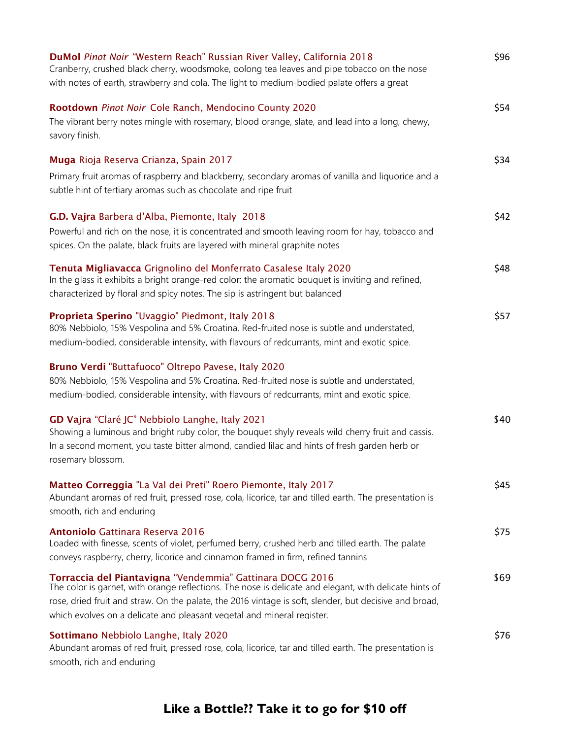**DuMol** *Pinot Noir* "Western Reach" Russian River Valley, California 2018 — $96

Cranberry, crushed black cherry, woodsmoke, oolong tea leaves and pipe tobacco on the nose with notes of earth, strawberry and cola. The light to medium-bodied palate offers a great

**Rootdown** *Pinot Noir* Cole Ranch, Mendocino County 2020 — $54

The vibrant berry notes mingle with rosemary, blood orange, slate, and lead into a long, chewy, savory finish.

**Muga** Rioja Reserva Crianza, Spain 2017 — $34

Primary fruit aromas of raspberry and blackberry, secondary aromas of vanilla and liquorice and a subtle hint of tertiary aromas such as chocolate and ripe fruit

**G.D. Vajra** Barbera d'Alba, Piemonte, Italy 2018 — $42

Powerful and rich on the nose, it is concentrated and smooth leaving room for hay, tobacco and spices. On the palate, black fruits are layered with mineral graphite notes

**Tenuta Migliavacca** Grignolino del Monferrato Casalese Italy 2020 — $48

In the glass it exhibits a bright orange-red color; the aromatic bouquet is inviting and refined, characterized by floral and spicy notes. The sip is astringent but balanced

**Proprieta Sperino** "Uvaggio" Piedmont, Italy 2018 — $57

80% Nebbiolo, 15% Vespolina and 5% Croatina. Red-fruited nose is subtle and understated, medium-bodied, considerable intensity, with flavours of redcurrants, mint and exotic spice.

**Bruno Verdi** "Buttafuoco" Oltrepo Pavese, Italy 2020

80% Nebbiolo, 15% Vespolina and 5% Croatina. Red-fruited nose is subtle and understated, medium-bodied, considerable intensity, with flavours of redcurrants, mint and exotic spice.

**GD Vajra** "Claré JC" Nebbiolo Langhe, Italy 2021 — $40

Showing a luminous and bright ruby color, the bouquet shyly reveals wild cherry fruit and cassis. In a second moment, you taste bitter almond, candied lilac and hints of fresh garden herb or rosemary blossom.

**Matteo Correggia** "La Val dei Preti" Roero Piemonte, Italy 2017 — $45

Abundant aromas of red fruit, pressed rose, cola, licorice, tar and tilled earth. The presentation is smooth, rich and enduring

**Antoniolo** Gattinara Reserva 2016 — $75

Loaded with finesse, scents of violet, perfumed berry, crushed herb and tilled earth. The palate conveys raspberry, cherry, licorice and cinnamon framed in firm, refined tannins

**Torraccia del Piantavigna** "Vendemmia" Gattinara DOCG 2016 — $69

The color is garnet, with orange reflections. The nose is delicate and elegant, with delicate hints of rose, dried fruit and straw. On the palate, the 2016 vintage is soft, slender, but decisive and broad, which evolves on a delicate and pleasant vegetal and mineral register.

**Sottimano** Nebbiolo Langhe, Italy 2020 — $76

Abundant aromas of red fruit, pressed rose, cola, licorice, tar and tilled earth. The presentation is smooth, rich and enduring

**Like a Bottle?? Take it to go for $10 off**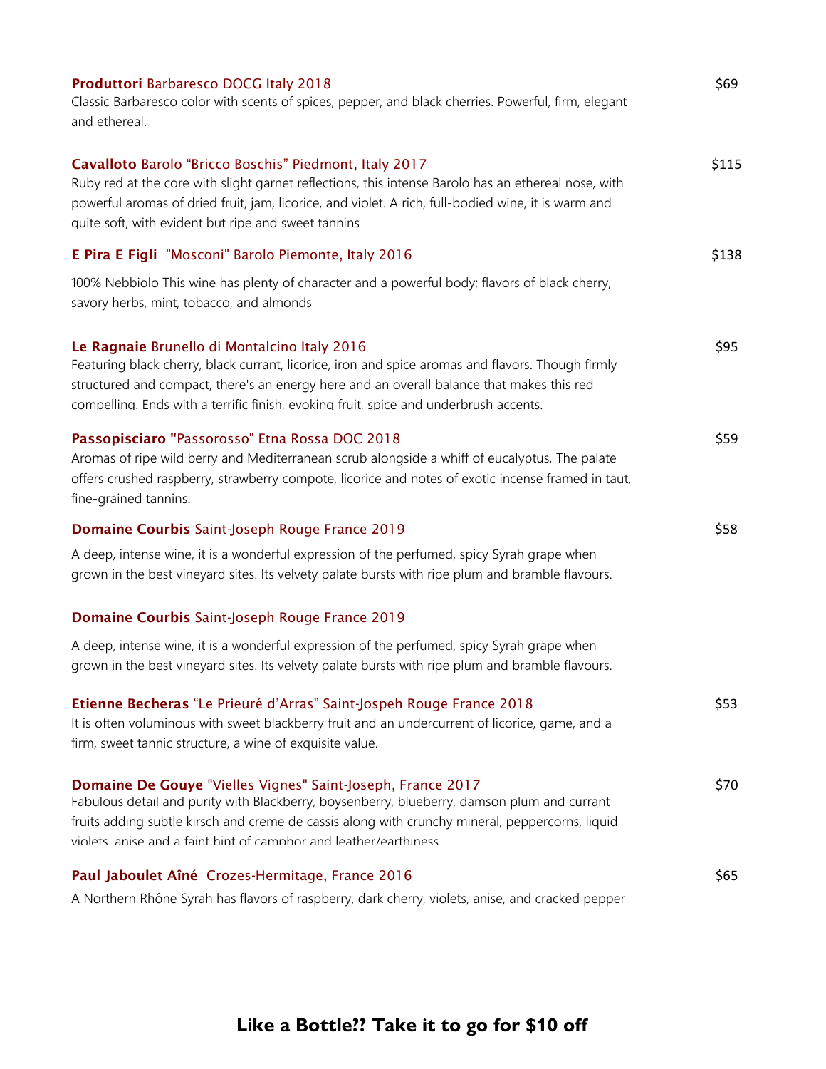**Produttori** Barbaresco DOCG Italy 2018 — $69

Classic Barbaresco color with scents of spices, pepper, and black cherries. Powerful, firm, elegant and ethereal.

**Cavalloto** Barolo "Bricco Boschis" Piedmont, Italy 2017 — $115

Ruby red at the core with slight garnet reflections, this intense Barolo has an ethereal nose, with powerful aromas of dried fruit, jam, licorice, and violet. A rich, full-bodied wine, it is warm and quite soft, with evident but ripe and sweet tannins

**E Pira E Figli** "Mosconi" Barolo Piemonte, Italy 2016 — $138

100% Nebbiolo This wine has plenty of character and a powerful body; flavors of black cherry, savory herbs, mint, tobacco, and almonds

**Le Ragnaie** Brunello di Montalcino Italy 2016 — $95

Featuring black cherry, black currant, licorice, iron and spice aromas and flavors. Though firmly structured and compact, there's an energy here and an overall balance that makes this red compelling. Ends with a terrific finish, evoking fruit, spice and underbrush accents.

**Passopisciaro "**Passorosso" Etna Rossa DOC 2018 — $59

Aromas of ripe wild berry and Mediterranean scrub alongside a whiff of eucalyptus, The palate offers crushed raspberry, strawberry compote, licorice and notes of exotic incense framed in taut, fine-grained tannins.

**Domaine Courbis** Saint-Joseph Rouge France 2019 — $58

A deep, intense wine, it is a wonderful expression of the perfumed, spicy Syrah grape when grown in the best vineyard sites. Its velvety palate bursts with ripe plum and bramble flavours.

**Domaine Courbis** Saint-Joseph Rouge France 2019

A deep, intense wine, it is a wonderful expression of the perfumed, spicy Syrah grape when grown in the best vineyard sites. Its velvety palate bursts with ripe plum and bramble flavours.

**Etienne Becheras** "Le Prieuré d'Arras" Saint-Jospeh Rouge France 2018 — $53

It is often voluminous with sweet blackberry fruit and an undercurrent of licorice, game, and a firm, sweet tannic structure, a wine of exquisite value.

**Domaine De Gouye** "Vielles Vignes" Saint-Joseph, France 2017 — $70

Fabulous detail and purity with Blackberry, boysenberry, blueberry, damson plum and currant fruits adding subtle kirsch and creme de cassis along with crunchy mineral, peppercorns, liquid violets, anise and a faint hint of camphor and leather/earthiness

**Paul Jaboulet Aîné** Crozes-Hermitage, France 2016 — $65

A Northern Rhône Syrah has flavors of raspberry, dark cherry, violets, anise, and cracked pepper

**Like a Bottle?? Take it to go for $10 off**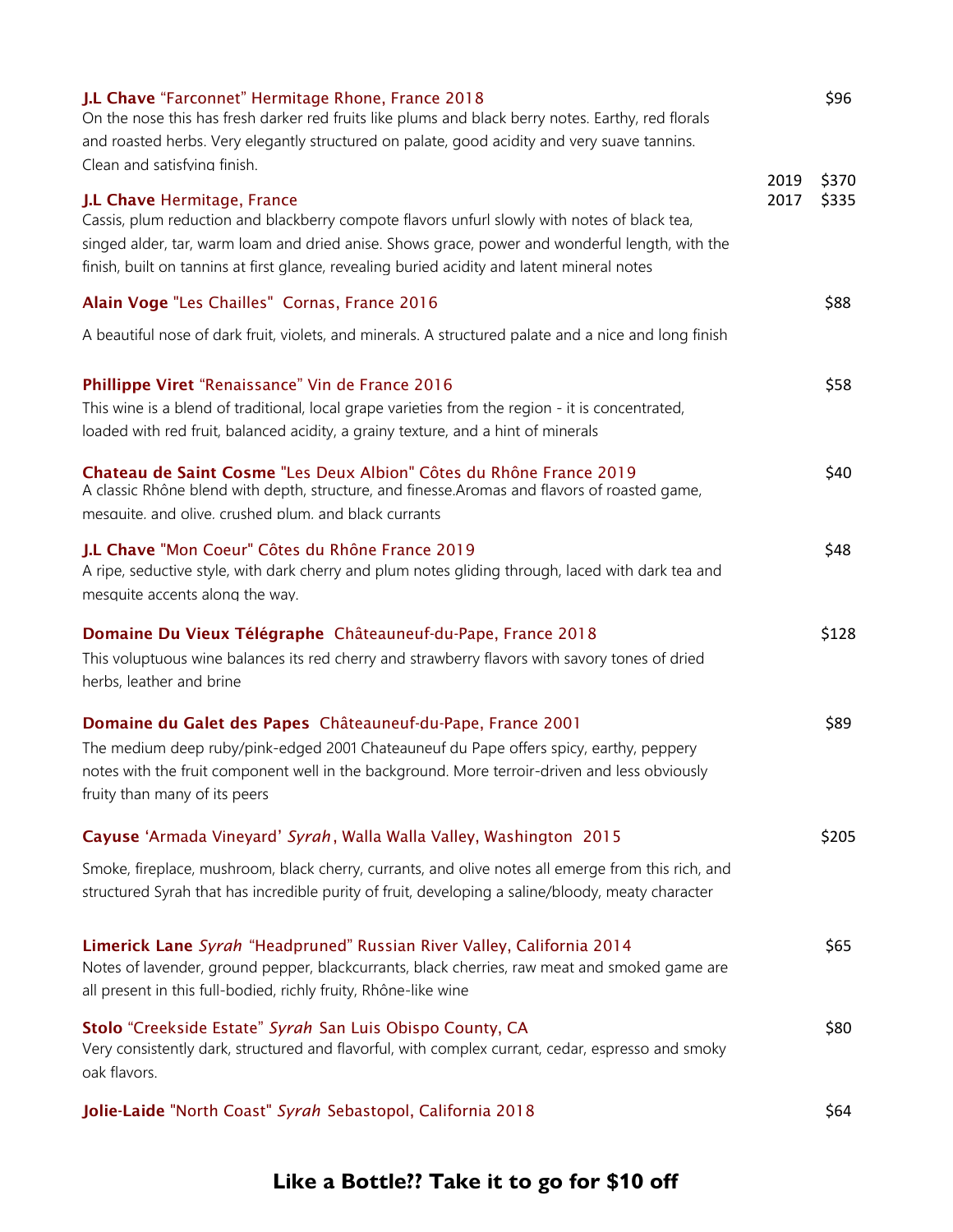**J.L Chave** "Farconnet" Hermitage Rhone, France 2018 — $96

On the nose this has fresh darker red fruits like plums and black berry notes. Earthy, red florals and roasted herbs. Very elegantly structured on palate, good acidity and very suave tannins. Clean and satisfying finish.

**J.L Chave** Hermitage, France — 2019 $370 / 2017 $335

Cassis, plum reduction and blackberry compote flavors unfurl slowly with notes of black tea, singed alder, tar, warm loam and dried anise. Shows grace, power and wonderful length, with the finish, built on tannins at first glance, revealing buried acidity and latent mineral notes

**Alain Voge** "Les Chailles" Cornas, France 2016 — $88

A beautiful nose of dark fruit, violets, and minerals. A structured palate and a nice and long finish

**Phillippe Viret** "Renaissance" Vin de France 2016 — $58

This wine is a blend of traditional, local grape varieties from the region - it is concentrated, loaded with red fruit, balanced acidity, a grainy texture, and a hint of minerals

**Chateau de Saint Cosme** "Les Deux Albion" Côtes du Rhône France 2019 — $40

A classic Rhône blend with depth, structure, and finesse.Aromas and flavors of roasted game, mesquite, and olive, crushed plum, and black currants

**J.L Chave** "Mon Coeur" Côtes du Rhône France 2019 — $48

A ripe, seductive style, with dark cherry and plum notes gliding through, laced with dark tea and mesquite accents along the way.

**Domaine Du Vieux Télégraphe** Châteauneuf-du-Pape, France 2018 — $128

This voluptuous wine balances its red cherry and strawberry flavors with savory tones of dried herbs, leather and brine

**Domaine du Galet des Papes** Châteauneuf-du-Pape, France 2001 — $89

The medium deep ruby/pink-edged 2001 Chateauneuf du Pape offers spicy, earthy, peppery notes with the fruit component well in the background. More terroir-driven and less obviously fruity than many of its peers

**Cayuse** 'Armada Vineyard' *Syrah*, Walla Walla Valley, Washington 2015 — $205

Smoke, fireplace, mushroom, black cherry, currants, and olive notes all emerge from this rich, and structured Syrah that has incredible purity of fruit, developing a saline/bloody, meaty character

**Limerick Lane** *Syrah* "Headpruned" Russian River Valley, California 2014 — $65

Notes of lavender, ground pepper, blackcurrants, black cherries, raw meat and smoked game are all present in this full-bodied, richly fruity, Rhône-like wine

**Stolo** "Creekside Estate" *Syrah* San Luis Obispo County, CA — $80

Very consistently dark, structured and flavorful, with complex currant, cedar, espresso and smoky oak flavors.

**Jolie-Laide** "North Coast" *Syrah* Sebastopol, California 2018 — $64

**Like a Bottle?? Take it to go for $10 off**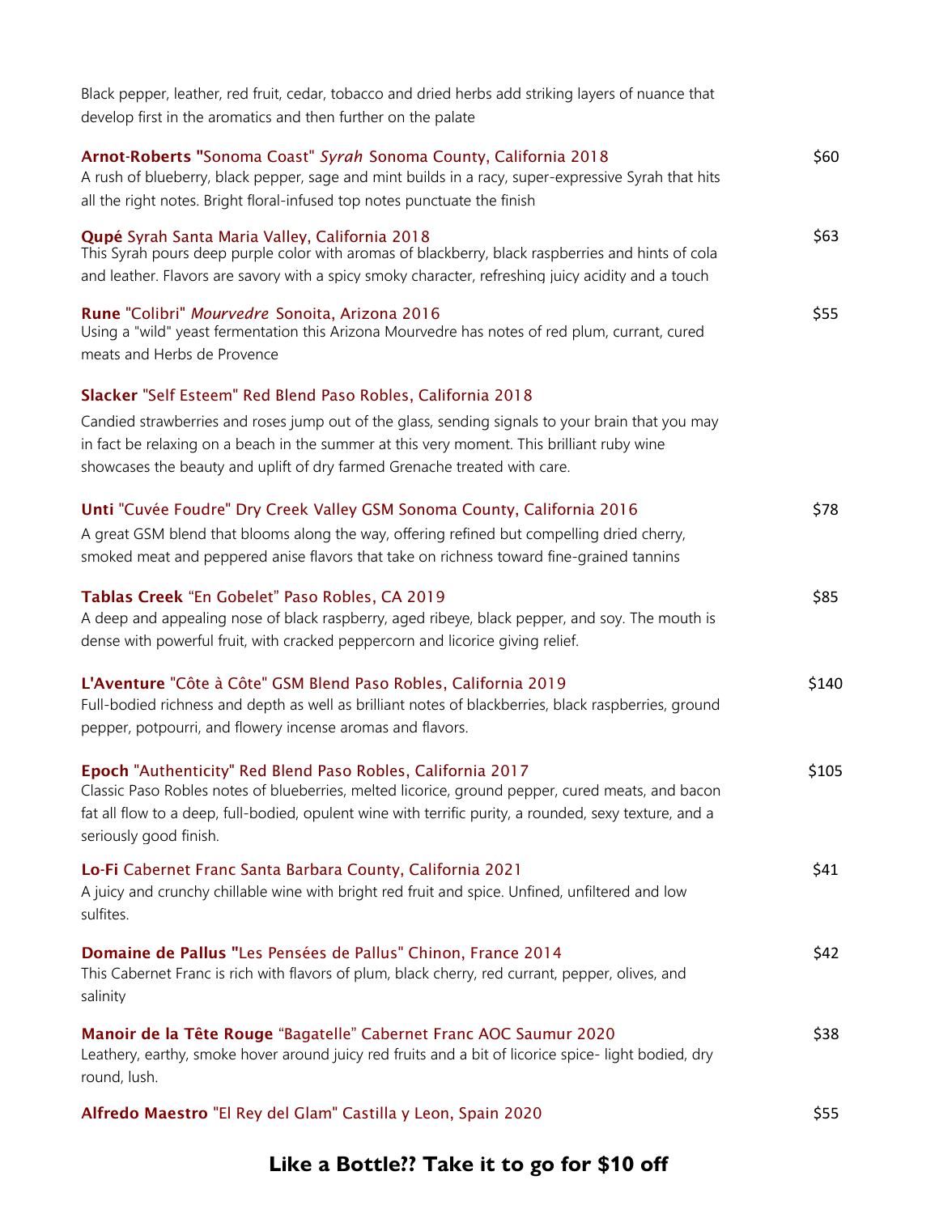Black pepper, leather, red fruit, cedar, tobacco and dried herbs add striking layers of nuance that develop first in the aromatics and then further on the palate

**Arnot-Roberts** "Sonoma Coast" *Syrah* Sonoma County, California 2018 — $60
A rush of blueberry, black pepper, sage and mint builds in a racy, super-expressive Syrah that hits all the right notes. Bright floral-infused top notes punctuate the finish

**Qupé** Syrah Santa Maria Valley, California 2018 — $63
This Syrah pours deep purple color with aromas of blackberry, black raspberries and hints of cola and leather. Flavors are savory with a spicy smoky character, refreshing juicy acidity and a touch

**Rune** "Colibri" *Mourvedre* Sonoita, Arizona 2016 — $55
Using a "wild" yeast fermentation this Arizona Mourvedre has notes of red plum, currant, cured meats and Herbs de Provence

**Slacker** "Self Esteem" Red Blend Paso Robles, California 2018
Candied strawberries and roses jump out of the glass, sending signals to your brain that you may in fact be relaxing on a beach in the summer at this very moment. This brilliant ruby wine showcases the beauty and uplift of dry farmed Grenache treated with care.

**Unti** "Cuvée Foudre" Dry Creek Valley GSM Sonoma County, California 2016 — $78
A great GSM blend that blooms along the way, offering refined but compelling dried cherry, smoked meat and peppered anise flavors that take on richness toward fine-grained tannins

**Tablas Creek** "En Gobelet" Paso Robles, CA 2019 — $85
A deep and appealing nose of black raspberry, aged ribeye, black pepper, and soy. The mouth is dense with powerful fruit, with cracked peppercorn and licorice giving relief.

**L'Aventure** "Côte à Côte" GSM Blend Paso Robles, California 2019 — $140
Full-bodied richness and depth as well as brilliant notes of blackberries, black raspberries, ground pepper, potpourri, and flowery incense aromas and flavors.

**Epoch** "Authenticity" Red Blend Paso Robles, California 2017 — $105
Classic Paso Robles notes of blueberries, melted licorice, ground pepper, cured meats, and bacon fat all flow to a deep, full-bodied, opulent wine with terrific purity, a rounded, sexy texture, and a seriously good finish.

**Lo-Fi** Cabernet Franc Santa Barbara County, California 2021 — $41
A juicy and crunchy chillable wine with bright red fruit and spice. Unfined, unfiltered and low sulfites.

**Domaine de Pallus** "Les Pensées de Pallus" Chinon, France 2014 — $42
This Cabernet Franc is rich with flavors of plum, black cherry, red currant, pepper, olives, and salinity

**Manoir de la Tête Rouge** "Bagatelle" Cabernet Franc AOC Saumur 2020 — $38
Leathery, earthy, smoke hover around juicy red fruits and a bit of licorice spice- light bodied, dry round, lush.

**Alfredo Maestro** "El Rey del Glam" Castilla y Leon, Spain 2020 — $55

**Like a Bottle?? Take it to go for $10 off**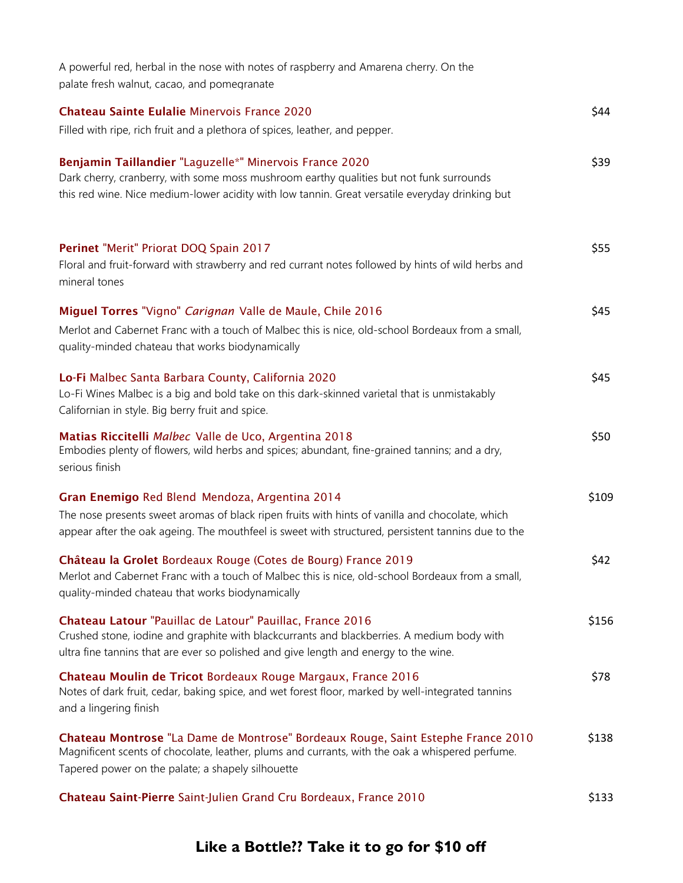A powerful red, herbal in the nose with notes of raspberry and Amarena cherry. On the palate fresh walnut, cacao, and pomegranate

**Chateau Sainte Eulalie** Minervois France 2020 — $44

Filled with ripe, rich fruit and a plethora of spices, leather, and pepper.

**Benjamin Taillandier** "Laguzelle*" Minervois France 2020 — $39

Dark cherry, cranberry, with some moss mushroom earthy qualities but not funk surrounds this red wine. Nice medium-lower acidity with low tannin. Great versatile everyday drinking but

**Perinet** "Merit" Priorat DOQ Spain 2017 — $55

Floral and fruit-forward with strawberry and red currant notes followed by hints of wild herbs and mineral tones

**Miguel Torres** "Vigno" *Carignan* Valle de Maule, Chile 2016 — $45

Merlot and Cabernet Franc with a touch of Malbec this is nice, old-school Bordeaux from a small, quality-minded chateau that works biodynamically

**Lo-Fi** Malbec Santa Barbara County, California 2020 — $45

Lo-Fi Wines Malbec is a big and bold take on this dark-skinned varietal that is unmistakably Californian in style. Big berry fruit and spice.

**Matias Riccitelli** *Malbec* Valle de Uco, Argentina 2018 — $50

Embodies plenty of flowers, wild herbs and spices; abundant, fine-grained tannins; and a dry, serious finish

**Gran Enemigo** Red Blend Mendoza, Argentina 2014 — $109

The nose presents sweet aromas of black ripen fruits with hints of vanilla and chocolate, which appear after the oak ageing. The mouthfeel is sweet with structured, persistent tannins due to the

**Château la Grolet** Bordeaux Rouge (Cotes de Bourg) France 2019 — $42

Merlot and Cabernet Franc with a touch of Malbec this is nice, old-school Bordeaux from a small, quality-minded chateau that works biodynamically

**Chateau Latour** "Pauillac de Latour" Pauillac, France 2016 — $156

Crushed stone, iodine and graphite with blackcurrants and blackberries. A medium body with ultra fine tannins that are ever so polished and give length and energy to the wine.

**Chateau Moulin de Tricot** Bordeaux Rouge Margaux, France 2016 — $78

Notes of dark fruit, cedar, baking spice, and wet forest floor, marked by well-integrated tannins and a lingering finish

**Chateau Montrose** "La Dame de Montrose" Bordeaux Rouge, Saint Estephe France 2010 — $138

Magnificent scents of chocolate, leather, plums and currants, with the oak a whispered perfume. Tapered power on the palate; a shapely silhouette

**Chateau Saint-Pierre** Saint-Julien Grand Cru Bordeaux, France 2010 — $133

## Like a Bottle?? Take it to go for $10 off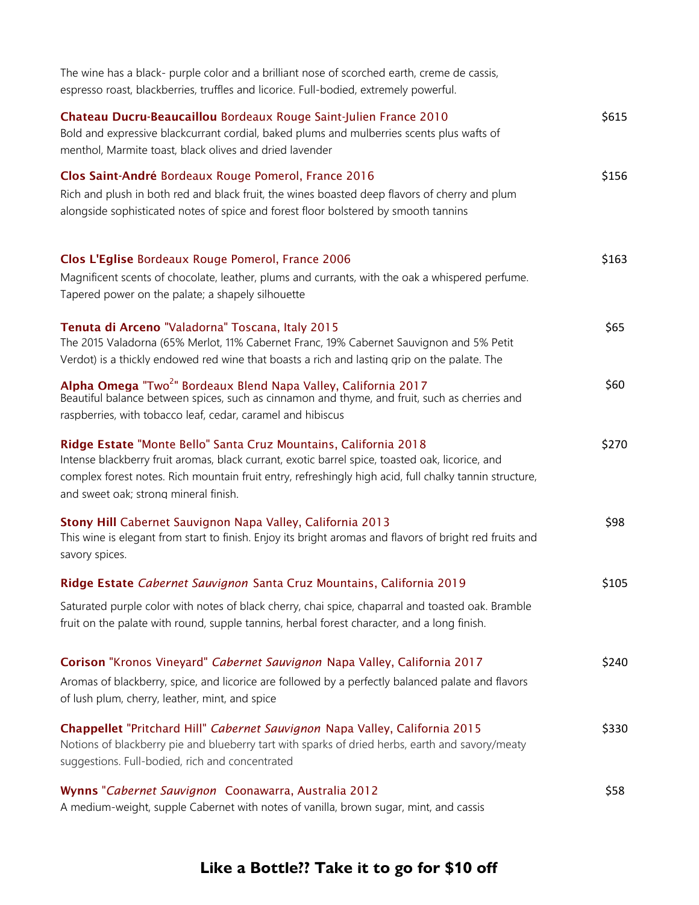The wine has a black- purple color and a brilliant nose of scorched earth, creme de cassis, espresso roast, blackberries, truffles and licorice. Full-bodied, extremely powerful.

**Chateau Ducru-Beaucaillou** Bordeaux Rouge Saint-Julien France 2010 — $615

Bold and expressive blackcurrant cordial, baked plums and mulberries scents plus wafts of menthol, Marmite toast, black olives and dried lavender

**Clos Saint-André** Bordeaux Rouge Pomerol, France 2016 — $156

Rich and plush in both red and black fruit, the wines boasted deep flavors of cherry and plum alongside sophisticated notes of spice and forest floor bolstered by smooth tannins

**Clos L'Eglise** Bordeaux Rouge Pomerol, France 2006 — $163

Magnificent scents of chocolate, leather, plums and currants, with the oak a whispered perfume. Tapered power on the palate; a shapely silhouette

**Tenuta di Arceno** "Valadorna" Toscana, Italy 2015 — $65

The 2015 Valadorna (65% Merlot, 11% Cabernet Franc, 19% Cabernet Sauvignon and 5% Petit Verdot) is a thickly endowed red wine that boasts a rich and lasting grip on the palate. The

**Alpha Omega** "Two$^2$" Bordeaux Blend Napa Valley, California 2017 — $60

Beautiful balance between spices, such as cinnamon and thyme, and fruit, such as cherries and raspberries, with tobacco leaf, cedar, caramel and hibiscus

**Ridge Estate** "Monte Bello" Santa Cruz Mountains, California 2018 — $270

Intense blackberry fruit aromas, black currant, exotic barrel spice, toasted oak, licorice, and complex forest notes. Rich mountain fruit entry, refreshingly high acid, full chalky tannin structure, and sweet oak; strong mineral finish.

**Stony Hill** Cabernet Sauvignon Napa Valley, California 2013 — $98

This wine is elegant from start to finish. Enjoy its bright aromas and flavors of bright red fruits and savory spices.

**Ridge Estate** *Cabernet Sauvignon* Santa Cruz Mountains, California 2019 — $105

Saturated purple color with notes of black cherry, chai spice, chaparral and toasted oak. Bramble fruit on the palate with round, supple tannins, herbal forest character, and a long finish.

**Corison** "Kronos Vineyard" *Cabernet Sauvignon* Napa Valley, California 2017 — $240

Aromas of blackberry, spice, and licorice are followed by a perfectly balanced palate and flavors of lush plum, cherry, leather, mint, and spice

**Chappellet** "Pritchard Hill" *Cabernet Sauvignon* Napa Valley, California 2015 — $330

Notions of blackberry pie and blueberry tart with sparks of dried herbs, earth and savory/meaty suggestions. Full-bodied, rich and concentrated

**Wynns** "*Cabernet Sauvignon* Coonawarra, Australia 2012 — $58

A medium-weight, supple Cabernet with notes of vanilla, brown sugar, mint, and cassis

**Like a Bottle?? Take it to go for $10 off**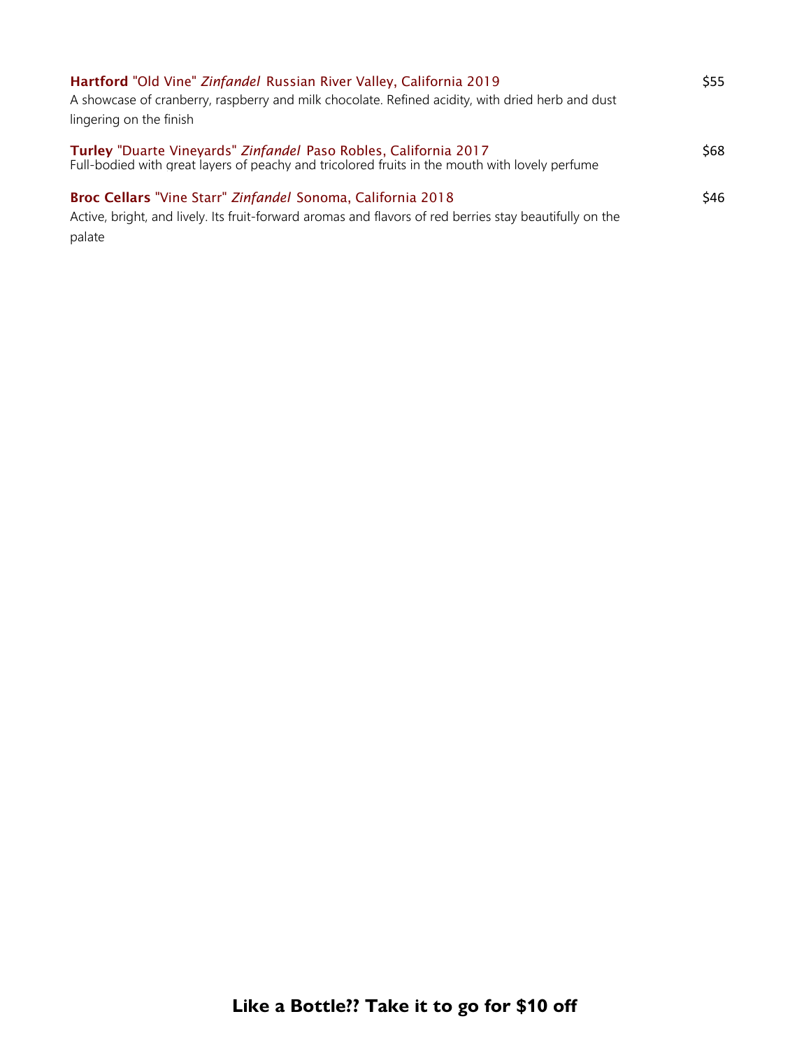**Hartford** "Old Vine" *Zinfandel* Russian River Valley, California 2019 — $55

A showcase of cranberry, raspberry and milk chocolate. Refined acidity, with dried herb and dust lingering on the finish

**Turley** "Duarte Vineyards" *Zinfandel* Paso Robles, California 2017 — $68

Full-bodied with great layers of peachy and tricolored fruits in the mouth with lovely perfume

**Broc Cellars** "Vine Starr" *Zinfandel* Sonoma, California 2018 — $46

Active, bright, and lively. Its fruit-forward aromas and flavors of red berries stay beautifully on the palate

**Like a Bottle?? Take it to go for $10 off**